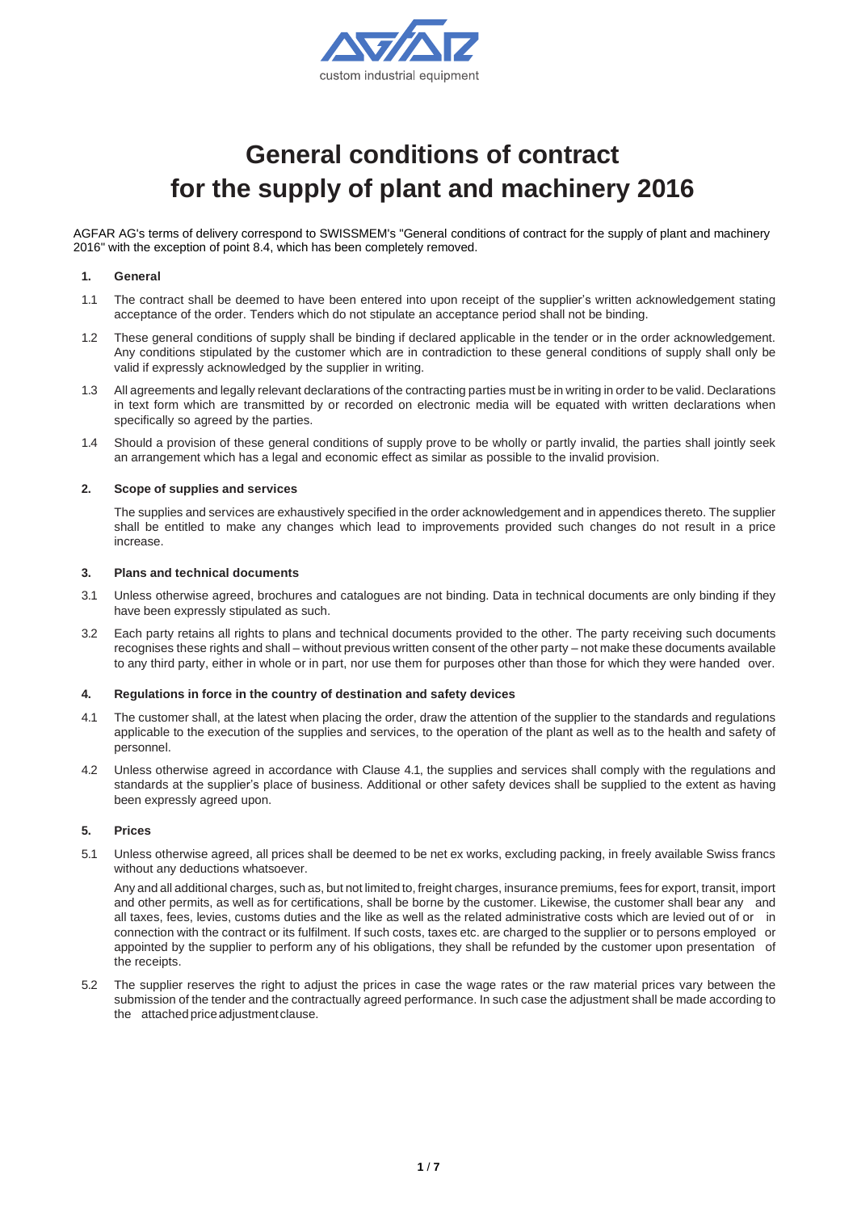custom industrial equipment

# General conditions of contract for the supply of plant and machinery 2016

AGFAR AG's terms of delivery correspond to SWISSMEM's "General conditions of contract for the supply of plant and machinery 2016" with the exception of point 8.4, which has been completely removed.

## 1. General

1.1 The contract shall be deemed to have been entered into upon receipt of the supplier's written acknowledgement stating acceptance of the order. Tenders which do not stipulate an acceptance period shall not be binding.

1.2 These general conditions of supply shall be binding if declared applicable in the tender or in the order acknowledgement. Any conditions stipulated by the customer which are in contradiction to these general conditions of supply shall only be valid if expressly acknowledged by the supplier in writing.

1.3 All agreements and legally relevant declarations of the contracting parties must be in writing in order to be valid. Declarations in text form which are transmitted by or recorded on electronic media will be equated with written declarations when specifically so agreed by the parties.

1.4 Should a provision of these general conditions of supply prove to be wholly or partly invalid, the parties shall jointly seek an arrangement which has a legal and economic effect as similar as possible to the invalid provision.

## 2. Scope of supplies and services

The supplies and services are exhaustively specified in the order acknowledgement and in appendices thereto. The supplier shall be entitled to make any changes which lead to improvements provided such changes do not result in a price increase.

## 3. Plans and technical documents

3.1 Unless otherwise agreed, brochures and catalogues are not binding. Data in technical documents are only binding if they have been expressly stipulated as such.

3.2 Each party retains all rights to plans and technical documents provided to the other. The party receiving such documents recognises these rights and shall – without previous written consent of the other party – not make these documents available to any third party, either in whole or in part, nor use them for purposes other than those for which they were handed over.

## 4. Regulations in force in the country of destination and safety devices

4.1 The customer shall, at the latest when placing the order, draw the attention of the supplier to the standards and regulations applicable to the execution of the supplies and services, to the operation of the plant as well as to the health and safety of personnel.

4.2 Unless otherwise agreed in accordance with Clause 4.1, the supplies and services shall comply with the regulations and standards at the supplier's place of business. Additional or other safety devices shall be supplied to the extent as having been expressly agreed upon.

## 5. Prices

5.1 Unless otherwise agreed, all prices shall be deemed to be net ex works, excluding packing, in freely available Swiss francs without any deductions whatsoever.

Any and all additional charges, such as, but not limited to, freight charges, insurance premiums, fees for export, transit, import and other permits, as well as for certifications, shall be borne by the customer. Likewise, the customer shall bear any and all taxes, fees, levies, customs duties and the like as well as the related administrative costs which are levied out of or in connection with the contract or its fulfilment. If such costs, taxes etc. are charged to the supplier or to persons employed or appointed by the supplier to perform any of his obligations, they shall be refunded by the customer upon presentation of the receipts.

5.2 The supplier reserves the right to adjust the prices in case the wage rates or the raw material prices vary between the submission of the tender and the contractually agreed performance. In such case the adjustment shall be made according to the attached price adjustment clause.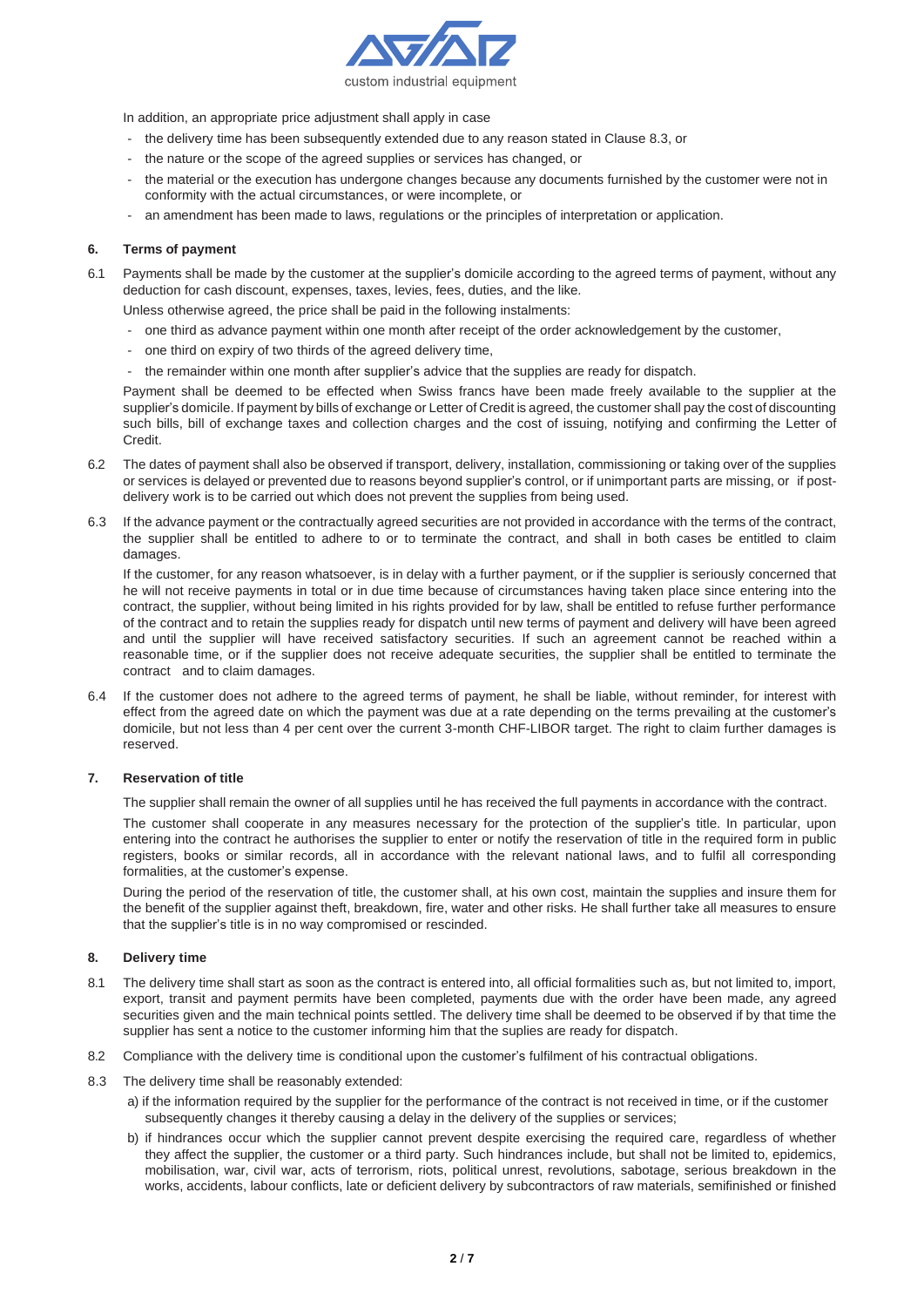In addition, an appropriate price adjustment shall apply in case

- the delivery time has been subsequently extended due to any reason stated in Clause 8.3, or
- the nature or the scope of the agreed supplies or services has changed, or
- the material or the execution has undergone changes because any documents furnished by the customer were not in conformity with the actual circumstances, or were incomplete, or
- an amendment has been made to laws, regulations or the principles of interpretation or application.

## 6. Terms of payment

6.1 Payments shall be made by the customer at the supplier's domicile according to the agreed terms of payment, without any deduction for cash discount, expenses, taxes, levies, fees, duties, and the like.

Unless otherwise agreed, the price shall be paid in the following instalments:

- one third as advance payment within one month after receipt of the order acknowledgement by the customer,
- one third on expiry of two thirds of the agreed delivery time,
- the remainder within one month after supplier's advice that the supplies are ready for dispatch.

Payment shall be deemed to be effected when Swiss francs have been made freely available to the supplier at the supplier's domicile. If payment by bills of exchange or Letter of Credit is agreed, the customer shall pay the cost of discounting such bills, bill of exchange taxes and collection charges and the cost of issuing, notifying and confirming the Letter of Credit.

6.2 The dates of payment shall also be observed if transport, delivery, installation, commissioning or taking over of the supplies or services is delayed or prevented due to reasons beyond supplier's control, or if unimportant parts are missing, or if post-delivery work is to be carried out which does not prevent the supplies from being used.

6.3 If the advance payment or the contractually agreed securities are not provided in accordance with the terms of the contract, the supplier shall be entitled to adhere to or to terminate the contract, and shall in both cases be entitled to claim damages.

If the customer, for any reason whatsoever, is in delay with a further payment, or if the supplier is seriously concerned that he will not receive payments in total or in due time because of circumstances having taken place since entering into the contract, the supplier, without being limited in his rights provided for by law, shall be entitled to refuse further performance of the contract and to retain the supplies ready for dispatch until new terms of payment and delivery will have been agreed and until the supplier will have received satisfactory securities. If such an agreement cannot be reached within a reasonable time, or if the supplier does not receive adequate securities, the supplier shall be entitled to terminate the contract and to claim damages.

6.4 If the customer does not adhere to the agreed terms of payment, he shall be liable, without reminder, for interest with effect from the agreed date on which the payment was due at a rate depending on the terms prevailing at the customer's domicile, but not less than 4 per cent over the current 3-month CHF-LIBOR target. The right to claim further damages is reserved.

## 7. Reservation of title

The supplier shall remain the owner of all supplies until he has received the full payments in accordance with the contract.

The customer shall cooperate in any measures necessary for the protection of the supplier's title. In particular, upon entering into the contract he authorises the supplier to enter or notify the reservation of title in the required form in public registers, books or similar records, all in accordance with the relevant national laws, and to fulfil all corresponding formalities, at the customer's expense.

During the period of the reservation of title, the customer shall, at his own cost, maintain the supplies and insure them for the benefit of the supplier against theft, breakdown, fire, water and other risks. He shall further take all measures to ensure that the supplier's title is in no way compromised or rescinded.

## 8. Delivery time

8.1 The delivery time shall start as soon as the contract is entered into, all official formalities such as, but not limited to, import, export, transit and payment permits have been completed, payments due with the order have been made, any agreed securities given and the main technical points settled. The delivery time shall be deemed to be observed if by that time the supplier has sent a notice to the customer informing him that the suplies are ready for dispatch.

8.2 Compliance with the delivery time is conditional upon the customer's fulfilment of his contractual obligations.

8.3 The delivery time shall be reasonably extended:

a) if the information required by the supplier for the performance of the contract is not received in time, or if the customer subsequently changes it thereby causing a delay in the delivery of the supplies or services;

b) if hindrances occur which the supplier cannot prevent despite exercising the required care, regardless of whether they affect the supplier, the customer or a third party. Such hindrances include, but shall not be limited to, epidemics, mobilisation, war, civil war, acts of terrorism, riots, political unrest, revolutions, sabotage, serious breakdown in the works, accidents, labour conflicts, late or deficient delivery by subcontractors of raw materials, semifinished or finished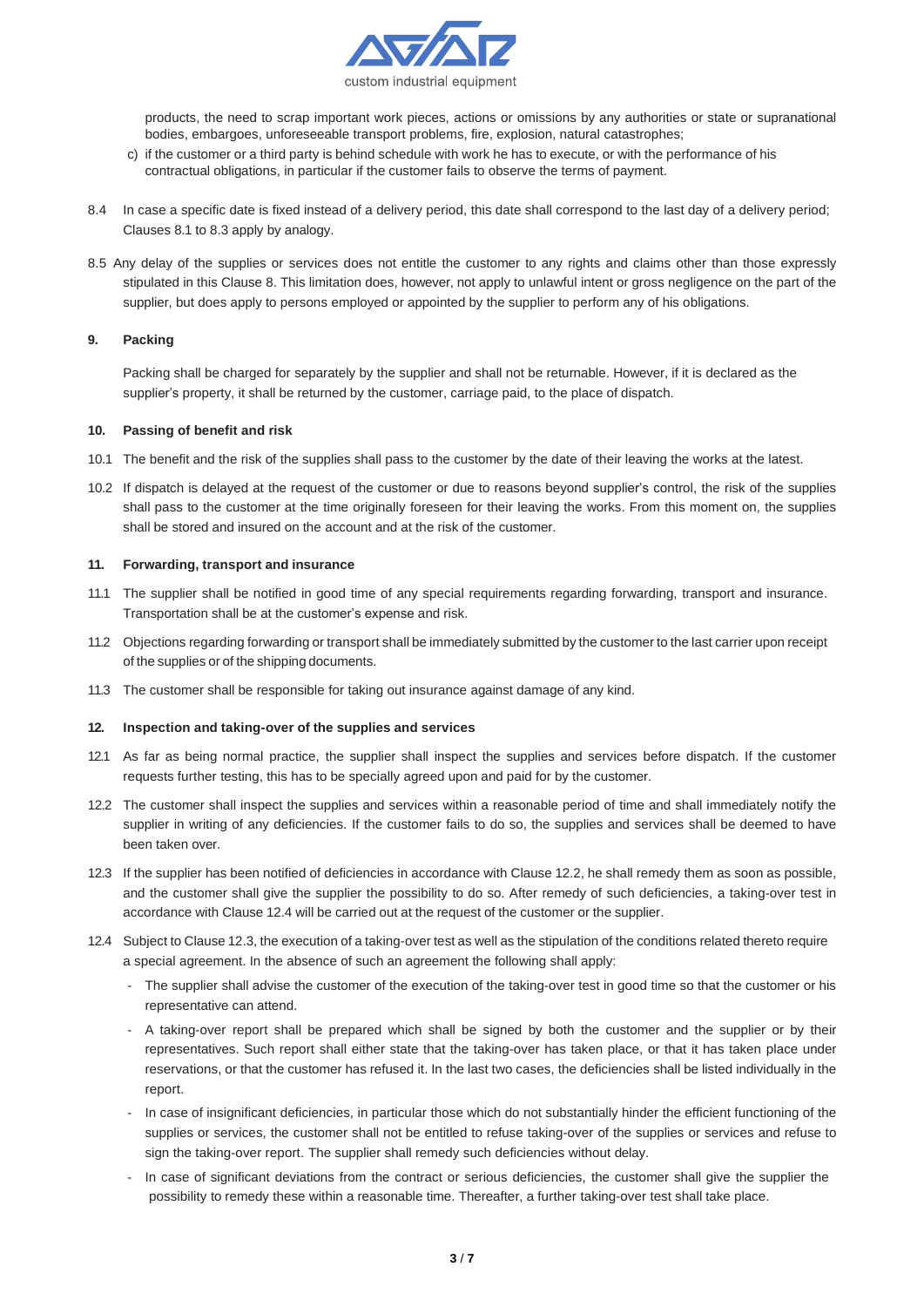products, the need to scrap important work pieces, actions or omissions by any authorities or state or supranational bodies, embargoes, unforeseeable transport problems, fire, explosion, natural catastrophes;

c) if the customer or a third party is behind schedule with work he has to execute, or with the performance of his contractual obligations, in particular if the customer fails to observe the terms of payment.

8.4 In case a specific date is fixed instead of a delivery period, this date shall correspond to the last day of a delivery period; Clauses 8.1 to 8.3 apply by analogy.

8.5 Any delay of the supplies or services does not entitle the customer to any rights and claims other than those expressly stipulated in this Clause 8. This limitation does, however, not apply to unlawful intent or gross negligence on the part of the supplier, but does apply to persons employed or appointed by the supplier to perform any of his obligations.

## 9. Packing

Packing shall be charged for separately by the supplier and shall not be returnable. However, if it is declared as the supplier's property, it shall be returned by the customer, carriage paid, to the place of dispatch.

## 10. Passing of benefit and risk

10.1 The benefit and the risk of the supplies shall pass to the customer by the date of their leaving the works at the latest.

10.2 If dispatch is delayed at the request of the customer or due to reasons beyond supplier's control, the risk of the supplies shall pass to the customer at the time originally foreseen for their leaving the works. From this moment on, the supplies shall be stored and insured on the account and at the risk of the customer.

## 11. Forwarding, transport and insurance

11.1 The supplier shall be notified in good time of any special requirements regarding forwarding, transport and insurance. Transportation shall be at the customer's expense and risk.

11.2 Objections regarding forwarding or transport shall be immediately submitted by the customer to the last carrier upon receipt of the supplies or of the shipping documents.

11.3 The customer shall be responsible for taking out insurance against damage of any kind.

## 12. Inspection and taking-over of the supplies and services

12.1 As far as being normal practice, the supplier shall inspect the supplies and services before dispatch. If the customer requests further testing, this has to be specially agreed upon and paid for by the customer.

12.2 The customer shall inspect the supplies and services within a reasonable period of time and shall immediately notify the supplier in writing of any deficiencies. If the customer fails to do so, the supplies and services shall be deemed to have been taken over.

12.3 If the supplier has been notified of deficiencies in accordance with Clause 12.2, he shall remedy them as soon as possible, and the customer shall give the supplier the possibility to do so. After remedy of such deficiencies, a taking-over test in accordance with Clause 12.4 will be carried out at the request of the customer or the supplier.

12.4 Subject to Clause 12.3, the execution of a taking-over test as well as the stipulation of the conditions related thereto require a special agreement. In the absence of such an agreement the following shall apply:

- The supplier shall advise the customer of the execution of the taking-over test in good time so that the customer or his representative can attend.
- A taking-over report shall be prepared which shall be signed by both the customer and the supplier or by their representatives. Such report shall either state that the taking-over has taken place, or that it has taken place under reservations, or that the customer has refused it. In the last two cases, the deficiencies shall be listed individually in the report.
- In case of insignificant deficiencies, in particular those which do not substantially hinder the efficient functioning of the supplies or services, the customer shall not be entitled to refuse taking-over of the supplies or services and refuse to sign the taking-over report. The supplier shall remedy such deficiencies without delay.
- In case of significant deviations from the contract or serious deficiencies, the customer shall give the supplier the possibility to remedy these within a reasonable time. Thereafter, a further taking-over test shall take place.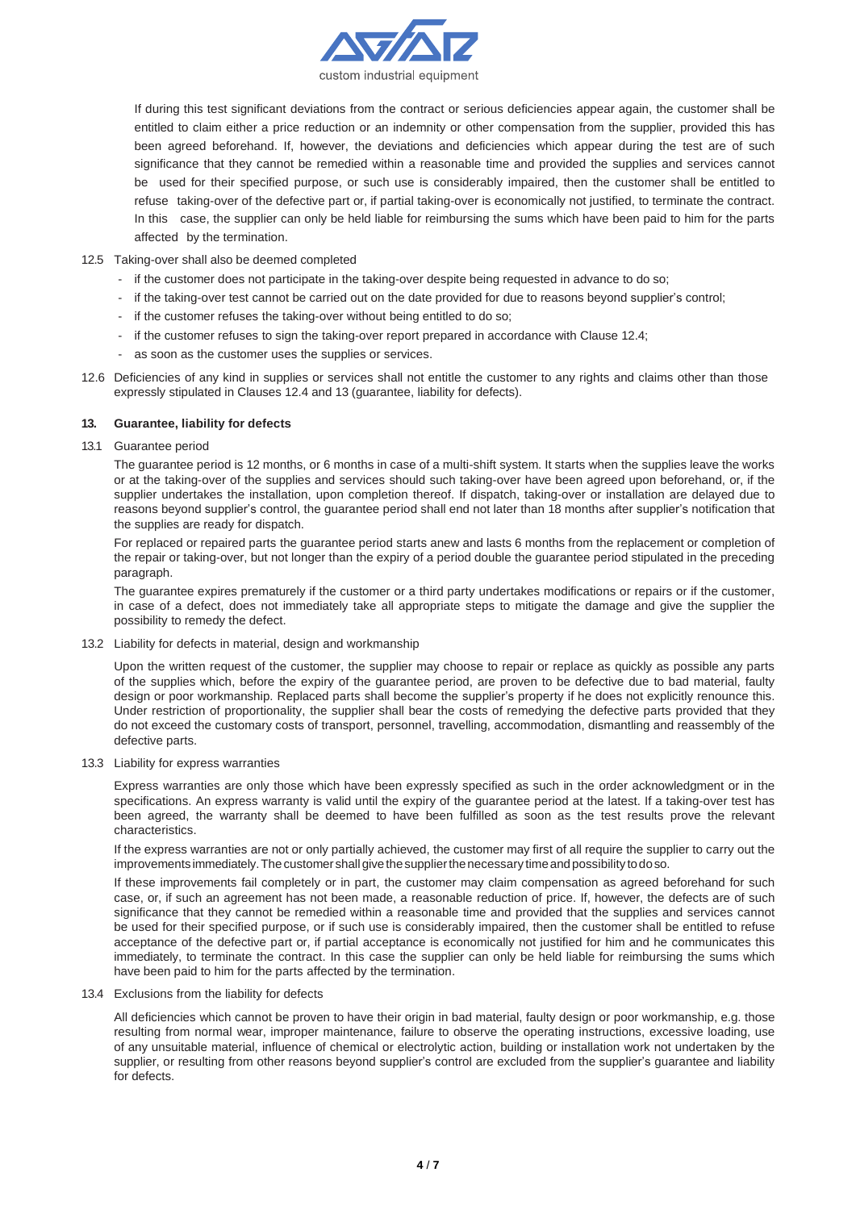If during this test significant deviations from the contract or serious deficiencies appear again, the customer shall be entitled to claim either a price reduction or an indemnity or other compensation from the supplier, provided this has been agreed beforehand. If, however, the deviations and deficiencies which appear during the test are of such significance that they cannot be remedied within a reasonable time and provided the supplies and services cannot be used for their specified purpose, or such use is considerably impaired, then the customer shall be entitled to refuse taking-over of the defective part or, if partial taking-over is economically not justified, to terminate the contract. In this case, the supplier can only be held liable for reimbursing the sums which have been paid to him for the parts affected by the termination.

12.5 Taking-over shall also be deemed completed

- if the customer does not participate in the taking-over despite being requested in advance to do so;
- if the taking-over test cannot be carried out on the date provided for due to reasons beyond supplier's control;
- if the customer refuses the taking-over without being entitled to do so;
- if the customer refuses to sign the taking-over report prepared in accordance with Clause 12.4;
- as soon as the customer uses the supplies or services.

12.6 Deficiencies of any kind in supplies or services shall not entitle the customer to any rights and claims other than those expressly stipulated in Clauses 12.4 and 13 (guarantee, liability for defects).

## 13. Guarantee, liability for defects

13.1 Guarantee period

The guarantee period is 12 months, or 6 months in case of a multi-shift system. It starts when the supplies leave the works or at the taking-over of the supplies and services should such taking-over have been agreed upon beforehand, or, if the supplier undertakes the installation, upon completion thereof. If dispatch, taking-over or installation are delayed due to reasons beyond supplier's control, the guarantee period shall end not later than 18 months after supplier's notification that the supplies are ready for dispatch.

For replaced or repaired parts the guarantee period starts anew and lasts 6 months from the replacement or completion of the repair or taking-over, but not longer than the expiry of a period double the guarantee period stipulated in the preceding paragraph.

The guarantee expires prematurely if the customer or a third party undertakes modifications or repairs or if the customer, in case of a defect, does not immediately take all appropriate steps to mitigate the damage and give the supplier the possibility to remedy the defect.

13.2 Liability for defects in material, design and workmanship

Upon the written request of the customer, the supplier may choose to repair or replace as quickly as possible any parts of the supplies which, before the expiry of the guarantee period, are proven to be defective due to bad material, faulty design or poor workmanship. Replaced parts shall become the supplier's property if he does not explicitly renounce this. Under restriction of proportionality, the supplier shall bear the costs of remedying the defective parts provided that they do not exceed the customary costs of transport, personnel, travelling, accommodation, dismantling and reassembly of the defective parts.

13.3 Liability for express warranties

Express warranties are only those which have been expressly specified as such in the order acknowledgment or in the specifications. An express warranty is valid until the expiry of the guarantee period at the latest. If a taking-over test has been agreed, the warranty shall be deemed to have been fulfilled as soon as the test results prove the relevant characteristics.

If the express warranties are not or only partially achieved, the customer may first of all require the supplier to carry out the improvements immediately. The customer shall give the supplier the necessary time and possibility to do so.

If these improvements fail completely or in part, the customer may claim compensation as agreed beforehand for such case, or, if such an agreement has not been made, a reasonable reduction of price. If, however, the defects are of such significance that they cannot be remedied within a reasonable time and provided that the supplies and services cannot be used for their specified purpose, or if such use is considerably impaired, then the customer shall be entitled to refuse acceptance of the defective part or, if partial acceptance is economically not justified for him and he communicates this immediately, to terminate the contract. In this case the supplier can only be held liable for reimbursing the sums which have been paid to him for the parts affected by the termination.

13.4 Exclusions from the liability for defects

All deficiencies which cannot be proven to have their origin in bad material, faulty design or poor workmanship, e.g. those resulting from normal wear, improper maintenance, failure to observe the operating instructions, excessive loading, use of any unsuitable material, influence of chemical or electrolytic action, building or installation work not undertaken by the supplier, or resulting from other reasons beyond supplier's control are excluded from the supplier's guarantee and liability for defects.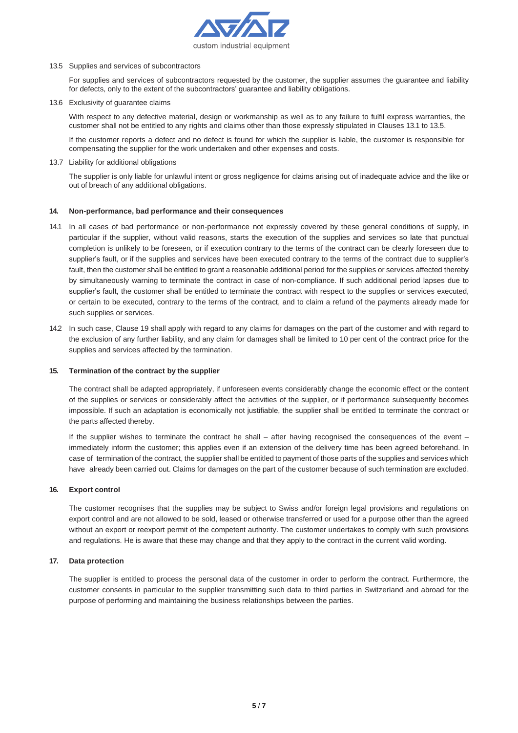13.5 Supplies and services of subcontractors

For supplies and services of subcontractors requested by the customer, the supplier assumes the guarantee and liability for defects, only to the extent of the subcontractors' guarantee and liability obligations.

13.6 Exclusivity of guarantee claims

With respect to any defective material, design or workmanship as well as to any failure to fulfil express warranties, the customer shall not be entitled to any rights and claims other than those expressly stipulated in Clauses 13.1 to 13.5.

If the customer reports a defect and no defect is found for which the supplier is liable, the customer is responsible for compensating the supplier for the work undertaken and other expenses and costs.

13.7 Liability for additional obligations

The supplier is only liable for unlawful intent or gross negligence for claims arising out of inadequate advice and the like or out of breach of any additional obligations.

## 14. Non-performance, bad performance and their consequences

14.1 In all cases of bad performance or non-performance not expressly covered by these general conditions of supply, in particular if the supplier, without valid reasons, starts the execution of the supplies and services so late that punctual completion is unlikely to be foreseen, or if execution contrary to the terms of the contract can be clearly foreseen due to supplier's fault, or if the supplies and services have been executed contrary to the terms of the contract due to supplier's fault, then the customer shall be entitled to grant a reasonable additional period for the supplies or services affected thereby by simultaneously warning to terminate the contract in case of non-compliance. If such additional period lapses due to supplier's fault, the customer shall be entitled to terminate the contract with respect to the supplies or services executed, or certain to be executed, contrary to the terms of the contract, and to claim a refund of the payments already made for such supplies or services.

14.2 In such case, Clause 19 shall apply with regard to any claims for damages on the part of the customer and with regard to the exclusion of any further liability, and any claim for damages shall be limited to 10 per cent of the contract price for the supplies and services affected by the termination.

## 15. Termination of the contract by the supplier

The contract shall be adapted appropriately, if unforeseen events considerably change the economic effect or the content of the supplies or services or considerably affect the activities of the supplier, or if performance subsequently becomes impossible. If such an adaptation is economically not justifiable, the supplier shall be entitled to terminate the contract or the parts affected thereby.

If the supplier wishes to terminate the contract he shall – after having recognised the consequences of the event – immediately inform the customer; this applies even if an extension of the delivery time has been agreed beforehand. In case of termination of the contract, the supplier shall be entitled to payment of those parts of the supplies and services which have already been carried out. Claims for damages on the part of the customer because of such termination are excluded.

## 16. Export control

The customer recognises that the supplies may be subject to Swiss and/or foreign legal provisions and regulations on export control and are not allowed to be sold, leased or otherwise transferred or used for a purpose other than the agreed without an export or reexport permit of the competent authority. The customer undertakes to comply with such provisions and regulations. He is aware that these may change and that they apply to the contract in the current valid wording.

## 17. Data protection

The supplier is entitled to process the personal data of the customer in order to perform the contract. Furthermore, the customer consents in particular to the supplier transmitting such data to third parties in Switzerland and abroad for the purpose of performing and maintaining the business relationships between the parties.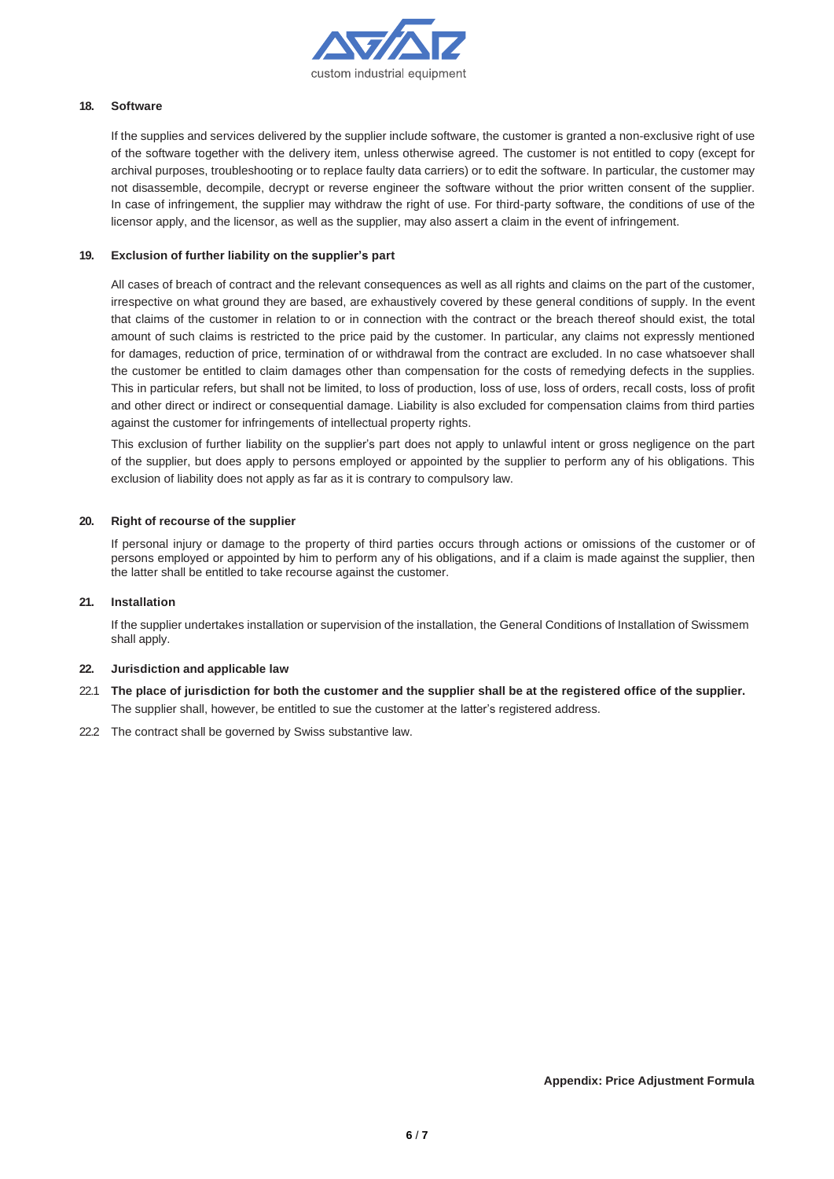## 18. Software

If the supplies and services delivered by the supplier include software, the customer is granted a non-exclusive right of use of the software together with the delivery item, unless otherwise agreed. The customer is not entitled to copy (except for archival purposes, troubleshooting or to replace faulty data carriers) or to edit the software. In particular, the customer may not disassemble, decompile, decrypt or reverse engineer the software without the prior written consent of the supplier. In case of infringement, the supplier may withdraw the right of use. For third-party software, the conditions of use of the licensor apply, and the licensor, as well as the supplier, may also assert a claim in the event of infringement.

## 19. Exclusion of further liability on the supplier's part

All cases of breach of contract and the relevant consequences as well as all rights and claims on the part of the customer, irrespective on what ground they are based, are exhaustively covered by these general conditions of supply. In the event that claims of the customer in relation to or in connection with the contract or the breach thereof should exist, the total amount of such claims is restricted to the price paid by the customer. In particular, any claims not expressly mentioned for damages, reduction of price, termination of or withdrawal from the contract are excluded. In no case whatsoever shall the customer be entitled to claim damages other than compensation for the costs of remedying defects in the supplies. This in particular refers, but shall not be limited, to loss of production, loss of use, loss of orders, recall costs, loss of profit and other direct or indirect or consequential damage. Liability is also excluded for compensation claims from third parties against the customer for infringements of intellectual property rights.

This exclusion of further liability on the supplier's part does not apply to unlawful intent or gross negligence on the part of the supplier, but does apply to persons employed or appointed by the supplier to perform any of his obligations. This exclusion of liability does not apply as far as it is contrary to compulsory law.

## 20. Right of recourse of the supplier

If personal injury or damage to the property of third parties occurs through actions or omissions of the customer or of persons employed or appointed by him to perform any of his obligations, and if a claim is made against the supplier, then the latter shall be entitled to take recourse against the customer.

## 21. Installation

If the supplier undertakes installation or supervision of the installation, the General Conditions of Installation of Swissmem shall apply.

## 22. Jurisdiction and applicable law

22.1 **The place of jurisdiction for both the customer and the supplier shall be at the registered office of the supplier.** The supplier shall, however, be entitled to sue the customer at the latter's registered address.

22.2 The contract shall be governed by Swiss substantive law.

**Appendix: Price Adjustment Formula**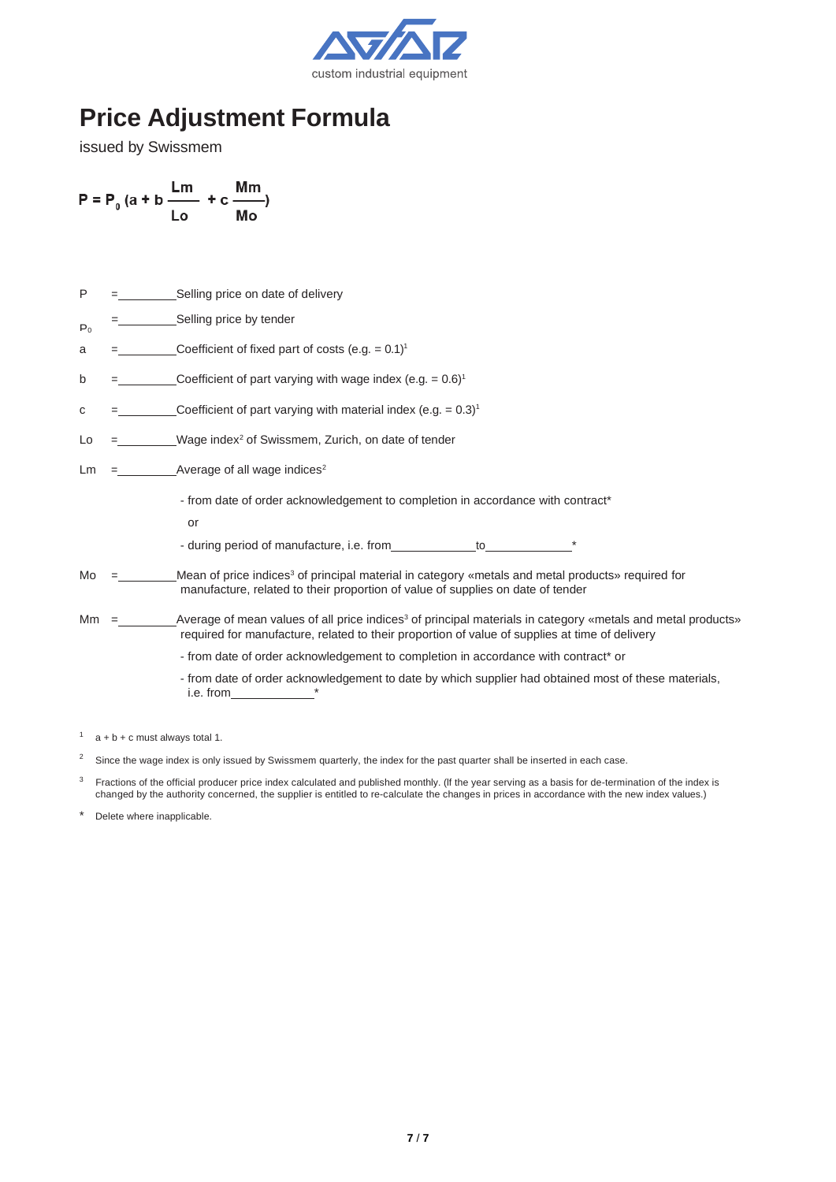custom industrial equipment

# Price Adjustment Formula

issued by Swissmem

$$P = P_0 \left(a + b\,\frac{Lm}{Lo} + c\,\frac{Mm}{Mo}\right)$$

$P$ = \_\_\_\_\_\_\_\_ Selling price on date of delivery

$P_0$ = \_\_\_\_\_\_\_\_ Selling price by tender

$a$ = \_\_\_\_\_\_\_\_ Coefficient of fixed part of costs (e.g. = 0.1)[1]

$b$ = \_\_\_\_\_\_\_\_ Coefficient of part varying with wage index (e.g. = 0.6)[1]

$c$ = \_\_\_\_\_\_\_\_ Coefficient of part varying with material index (e.g. = 0.3)[1]

$Lo$ = \_\_\_\_\_\_\_\_ Wage index[2] of Swissmem, Zurich, on date of tender

$Lm$ = \_\_\_\_\_\_\_\_ Average of all wage indices[2]

- from date of order acknowledgement to completion in accordance with contract*

  or

- during period of manufacture, i.e. from \_\_\_\_\_\_\_\_\_\_ to \_\_\_\_\_\_\_\_\_\_ *

$Mo$ = \_\_\_\_\_\_\_\_ Mean of price indices[3] of principal material in category «metals and metal products» required for manufacture, related to their proportion of value of supplies on date of tender

$Mm$ = \_\_\_\_\_\_\_\_ Average of mean values of all price indices[3] of principal materials in category «metals and metal products» required for manufacture, related to their proportion of value of supplies at time of delivery

- from date of order acknowledgement to completion in accordance with contract* or
- from date of order acknowledgement to date by which supplier had obtained most of these materials, i.e. from \_\_\_\_\_\_\_\_\_\_ *

[1] a + b + c must always total 1.

[2] Since the wage index is only issued by Swissmem quarterly, the index for the past quarter shall be inserted in each case.

[3] Fractions of the official producer price index calculated and published monthly. (If the year serving as a basis for de-termination of the index is changed by the authority concerned, the supplier is entitled to re-calculate the changes in prices in accordance with the new index values.)

\* Delete where inapplicable.